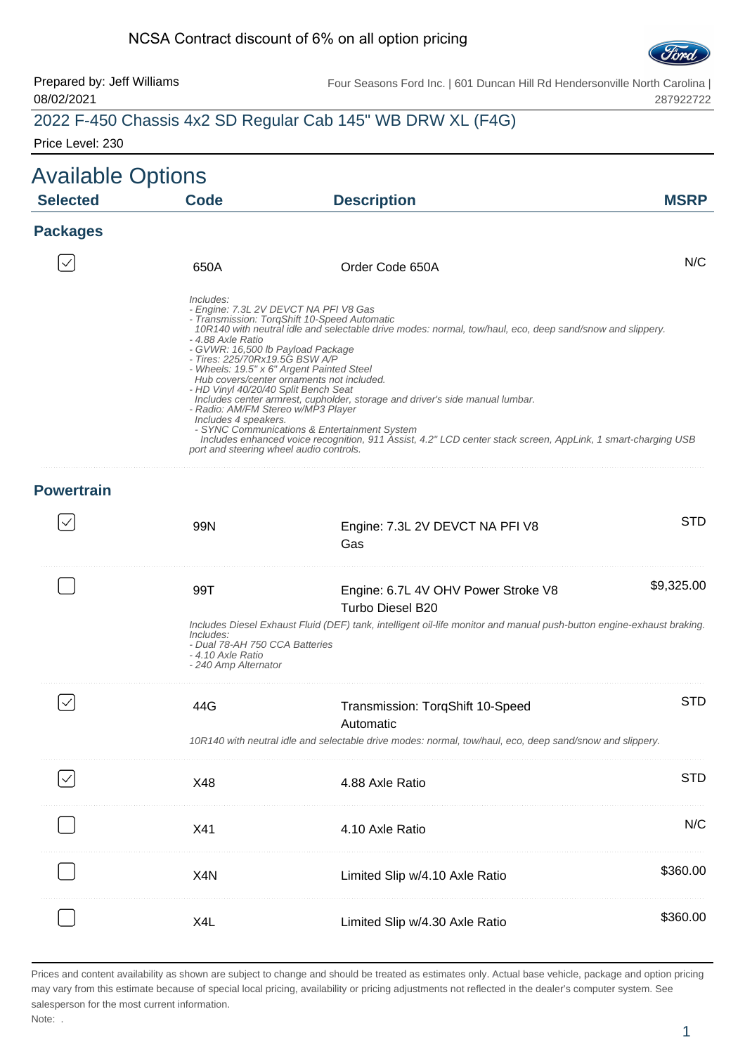NCSA Contract discount of 6% on all option pricing

Prepared by: Jeff Williams
08/02/2021

Four Seasons Ford Inc. | 601 Duncan Hill Rd Hendersonville North Carolina | 287922722

## 2022 F-450 Chassis 4x2 SD Regular Cab 145" WB DRW XL (F4G)

Price Level: 230

# Available Options

| Selected | Code | Description | MSRP |
|---|---|---|---|

### Packages

| Selected | Code | Description | MSRP |
|---|---|---|---|
| ☑ | 650A | Order Code 650A | N/C |

*Includes:*
*- Engine: 7.3L 2V DEVCT NA PFI V8 Gas*
*- Transmission: TorqShift 10-Speed Automatic*
*10R140 with neutral idle and selectable drive modes: normal, tow/haul, eco, deep sand/snow and slippery.*
*- 4.88 Axle Ratio*
*- GVWR: 16,500 lb Payload Package*
*- Tires: 225/70Rx19.5G BSW A/P*
*- Wheels: 19.5" x 6" Argent Painted Steel*
*Hub covers/center ornaments not included.*
*- HD Vinyl 40/20/40 Split Bench Seat*
*Includes center armrest, cupholder, storage and driver's side manual lumbar.*
*- Radio: AM/FM Stereo w/MP3 Player*
*Includes 4 speakers.*
*- SYNC Communications & Entertainment System*
*Includes enhanced voice recognition, 911 Assist, 4.2" LCD center stack screen, AppLink, 1 smart-charging USB port and steering wheel audio controls.*

### Powertrain

| Selected | Code | Description | MSRP |
|---|---|---|---|
| ☑ | 99N | Engine: 7.3L 2V DEVCT NA PFI V8 Gas | STD |
| ☐ | 99T | Engine: 6.7L 4V OHV Power Stroke V8 Turbo Diesel B20 | $9,325.00 |

*Includes Diesel Exhaust Fluid (DEF) tank, intelligent oil-life monitor and manual push-button engine-exhaust braking.*
*Includes:*
*- Dual 78-AH 750 CCA Batteries*
*- 4.10 Axle Ratio*
*- 240 Amp Alternator*

| Selected | Code | Description | MSRP |
|---|---|---|---|
| ☑ | 44G | Transmission: TorqShift 10-Speed Automatic | STD |

*10R140 with neutral idle and selectable drive modes: normal, tow/haul, eco, deep sand/snow and slippery.*

| Selected | Code | Description | MSRP |
|---|---|---|---|
| ☑ | X48 | 4.88 Axle Ratio | STD |
| ☐ | X41 | 4.10 Axle Ratio | N/C |
| ☐ | X4N | Limited Slip w/4.10 Axle Ratio | $360.00 |
| ☐ | X4L | Limited Slip w/4.30 Axle Ratio | $360.00 |

Prices and content availability as shown are subject to change and should be treated as estimates only. Actual base vehicle, package and option pricing may vary from this estimate because of special local pricing, availability or pricing adjustments not reflected in the dealer's computer system. See salesperson for the most current information.

Note: .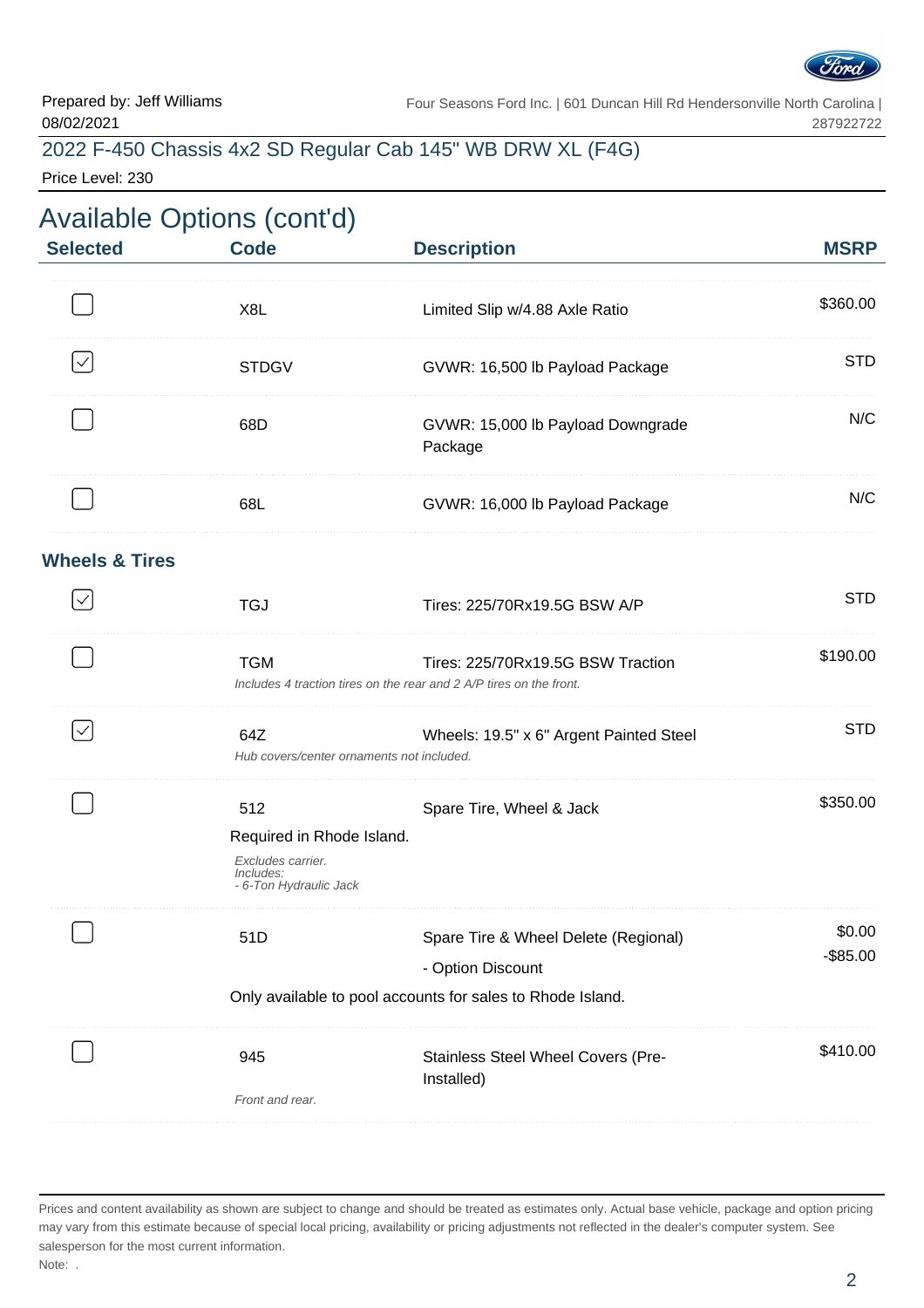Prepared by: Jeff Williams
08/02/2021

Four Seasons Ford Inc. | 601 Duncan Hill Rd Hendersonville North Carolina | 287922722

## 2022 F-450 Chassis 4x2 SD Regular Cab 145" WB DRW XL (F4G)

Price Level: 230

# Available Options (cont'd)

| Selected | Code | Description | MSRP |
|---|---|---|---|
| ☐ | X8L | Limited Slip w/4.88 Axle Ratio | $360.00 |
| ☑ | STDGV | GVWR: 16,500 lb Payload Package | STD |
| ☐ | 68D | GVWR: 15,000 lb Payload Downgrade Package | N/C |
| ☐ | 68L | GVWR: 16,000 lb Payload Package | N/C |

### Wheels & Tires

| Selected | Code | Description | MSRP |
|---|---|---|---|
| ☑ | TGJ | Tires: 225/70Rx19.5G BSW A/P | STD |
| ☐ | TGM<br>*Includes 4 traction tires on the rear and 2 A/P tires on the front.* | Tires: 225/70Rx19.5G BSW Traction | $190.00 |
| ☑ | 64Z<br>*Hub covers/center ornaments not included.* | Wheels: 19.5" x 6" Argent Painted Steel | STD |
| ☐ | 512<br>Required in Rhode Island.<br>*Excludes carrier.*<br>*Includes:*<br>*- 6-Ton Hydraulic Jack* | Spare Tire, Wheel & Jack | $350.00 |
| ☐ | 51D<br>Only available to pool accounts for sales to Rhode Island. | Spare Tire & Wheel Delete (Regional)<br>- Option Discount | $0.00<br>-$85.00 |
| ☐ | 945<br>*Front and rear.* | Stainless Steel Wheel Covers (Pre-Installed) | $410.00 |

Prices and content availability as shown are subject to change and should be treated as estimates only. Actual base vehicle, package and option pricing may vary from this estimate because of special local pricing, availability or pricing adjustments not reflected in the dealer's computer system. See salesperson for the most current information.

Note: .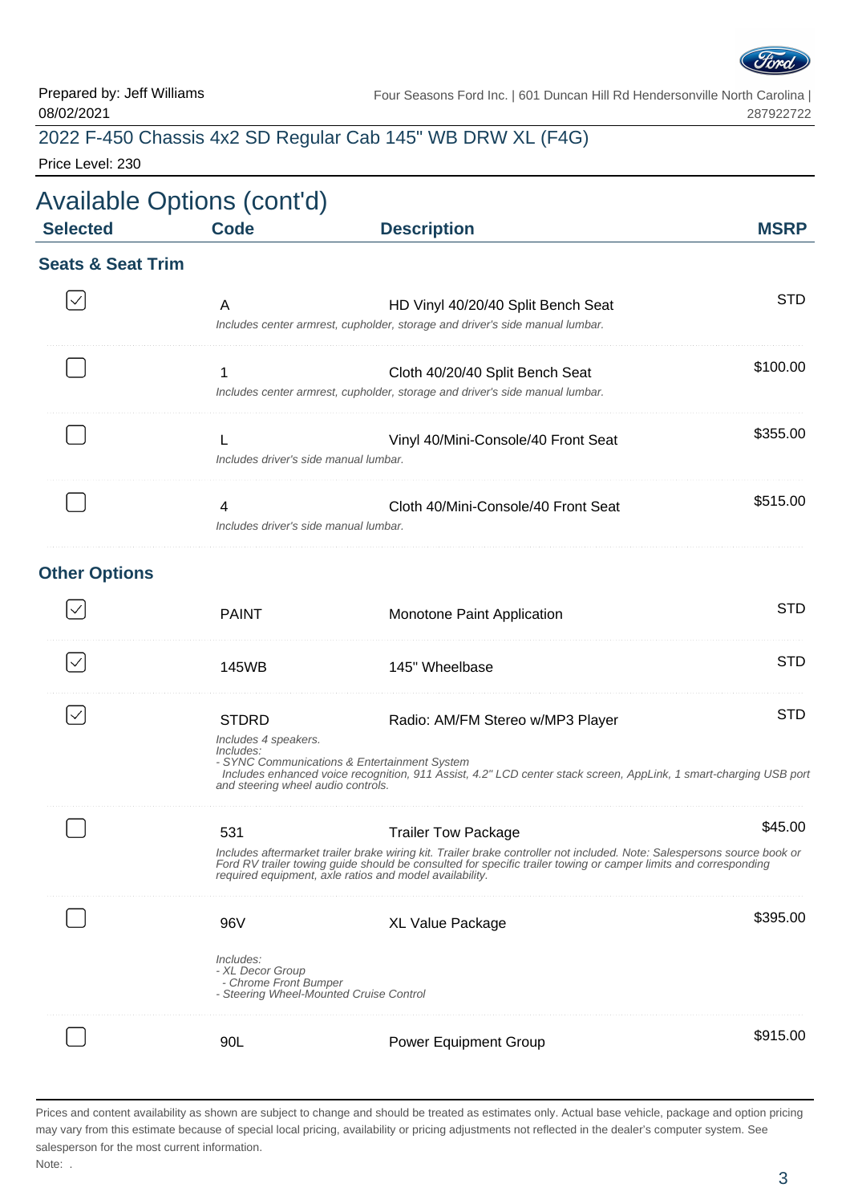Prepared by: Jeff Williams
08/02/2021

Four Seasons Ford Inc. | 601 Duncan Hill Rd Hendersonville North Carolina | 287922722

2022 F-450 Chassis 4x2 SD Regular Cab 145" WB DRW XL (F4G)

Price Level: 230

# Available Options (cont'd)

| Selected | Code | Description | MSRP |
|---|---|---|---|
| **Seats & Seat Trim** | | | |
| ☑ | A | HD Vinyl 40/20/40 Split Bench Seat<br>*Includes center armrest, cupholder, storage and driver's side manual lumbar.* | STD |
| ☐ | 1 | Cloth 40/20/40 Split Bench Seat<br>*Includes center armrest, cupholder, storage and driver's side manual lumbar.* | $100.00 |
| ☐ | L | Vinyl 40/Mini-Console/40 Front Seat<br>*Includes driver's side manual lumbar.* | $355.00 |
| ☐ | 4 | Cloth 40/Mini-Console/40 Front Seat<br>*Includes driver's side manual lumbar.* | $515.00 |
| **Other Options** | | | |
| ☑ | PAINT | Monotone Paint Application | STD |
| ☑ | 145WB | 145" Wheelbase | STD |
| ☑ | STDRD | Radio: AM/FM Stereo w/MP3 Player<br>*Includes 4 speakers.*<br>*Includes:*<br>*- SYNC Communications & Entertainment System*<br>*Includes enhanced voice recognition, 911 Assist, 4.2" LCD center stack screen, AppLink, 1 smart-charging USB port and steering wheel audio controls.* | STD |
| ☐ | 531 | Trailer Tow Package<br>*Includes aftermarket trailer brake wiring kit. Trailer brake controller not included. Note: Salespersons source book or Ford RV trailer towing guide should be consulted for specific trailer towing or camper limits and corresponding required equipment, axle ratios and model availability.* | $45.00 |
| ☐ | 96V | XL Value Package<br>*Includes:*<br>*- XL Decor Group*<br>*- Chrome Front Bumper*<br>*- Steering Wheel-Mounted Cruise Control* | $395.00 |
| ☐ | 90L | Power Equipment Group | $915.00 |

Prices and content availability as shown are subject to change and should be treated as estimates only. Actual base vehicle, package and option pricing may vary from this estimate because of special local pricing, availability or pricing adjustments not reflected in the dealer's computer system. See salesperson for the most current information.

Note: .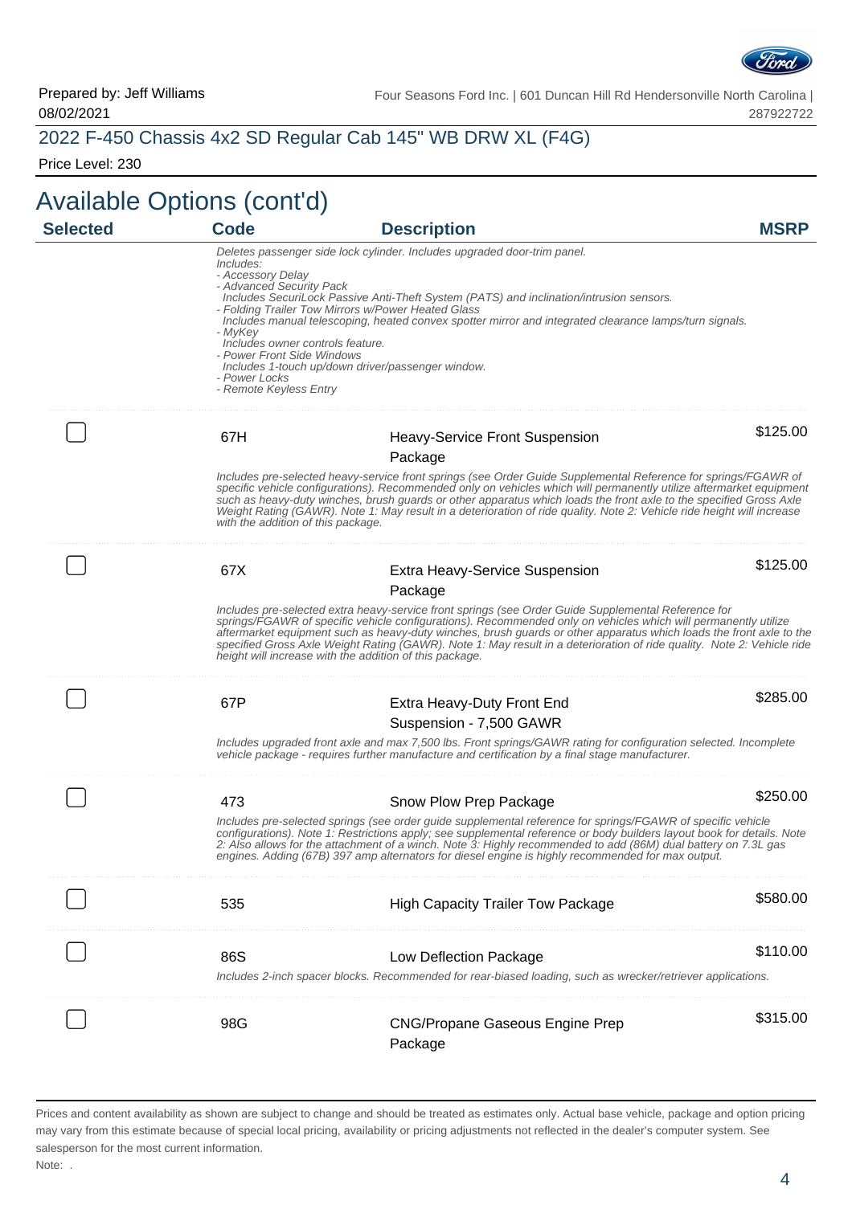Prepared by: Jeff Williams
08/02/2021

Four Seasons Ford Inc. | 601 Duncan Hill Rd Hendersonville North Carolina | 287922722

2022 F-450 Chassis 4x2 SD Regular Cab 145" WB DRW XL (F4G)

Price Level: 230

# Available Options (cont'd)

| Selected | Code | Description | MSRP |
|---|---|---|---|
| | | *Deletes passenger side lock cylinder. Includes upgraded door-trim panel. Includes: - Accessory Delay - Advanced Security Pack (Includes SecuriLock Passive Anti-Theft System (PATS) and inclination/intrusion sensors.) - Folding Trailer Tow Mirrors w/Power Heated Glass (Includes manual telescoping, heated convex spotter mirror and integrated clearance lamps/turn signals.) - MyKey (Includes owner controls feature.) - Power Front Side Windows (Includes 1-touch up/down driver/passenger window.) - Power Locks - Remote Keyless Entry* | |
| ☐ | 67H | Heavy-Service Front Suspension Package | $125.00 |
| | | *Includes pre-selected heavy-service front springs (see Order Guide Supplemental Reference for springs/FGAWR of specific vehicle configurations). Recommended only on vehicles which will permanently utilize aftermarket equipment such as heavy-duty winches, brush guards or other apparatus which loads the front axle to the specified Gross Axle Weight Rating (GAWR). Note 1: May result in a deterioration of ride quality. Note 2: Vehicle ride height will increase with the addition of this package.* | |
| ☐ | 67X | Extra Heavy-Service Suspension Package | $125.00 |
| | | *Includes pre-selected extra heavy-service front springs (see Order Guide Supplemental Reference for springs/FGAWR of specific vehicle configurations). Recommended only on vehicles which will permanently utilize aftermarket equipment such as heavy-duty winches, brush guards or other apparatus which loads the front axle to the specified Gross Axle Weight Rating (GAWR). Note 1: May result in a deterioration of ride quality. Note 2: Vehicle ride height will increase with the addition of this package.* | |
| ☐ | 67P | Extra Heavy-Duty Front End Suspension - 7,500 GAWR | $285.00 |
| | | *Includes upgraded front axle and max 7,500 lbs. Front springs/GAWR rating for configuration selected. Incomplete vehicle package - requires further manufacture and certification by a final stage manufacturer.* | |
| ☐ | 473 | Snow Plow Prep Package | $250.00 |
| | | *Includes pre-selected springs (see order guide supplemental reference for springs/FGAWR of specific vehicle configurations). Note 1: Restrictions apply; see supplemental reference or body builders layout book for details. Note 2: Also allows for the attachment of a winch. Note 3: Highly recommended to add (86M) dual battery on 7.3L gas engines. Adding (67B) 397 amp alternators for diesel engine is highly recommended for max output.* | |
| ☐ | 535 | High Capacity Trailer Tow Package | $580.00 |
| ☐ | 86S | Low Deflection Package | $110.00 |
| | | *Includes 2-inch spacer blocks. Recommended for rear-biased loading, such as wrecker/retriever applications.* | |
| ☐ | 98G | CNG/Propane Gaseous Engine Prep Package | $315.00 |

Prices and content availability as shown are subject to change and should be treated as estimates only. Actual base vehicle, package and option pricing may vary from this estimate because of special local pricing, availability or pricing adjustments not reflected in the dealer's computer system. See salesperson for the most current information.

Note: .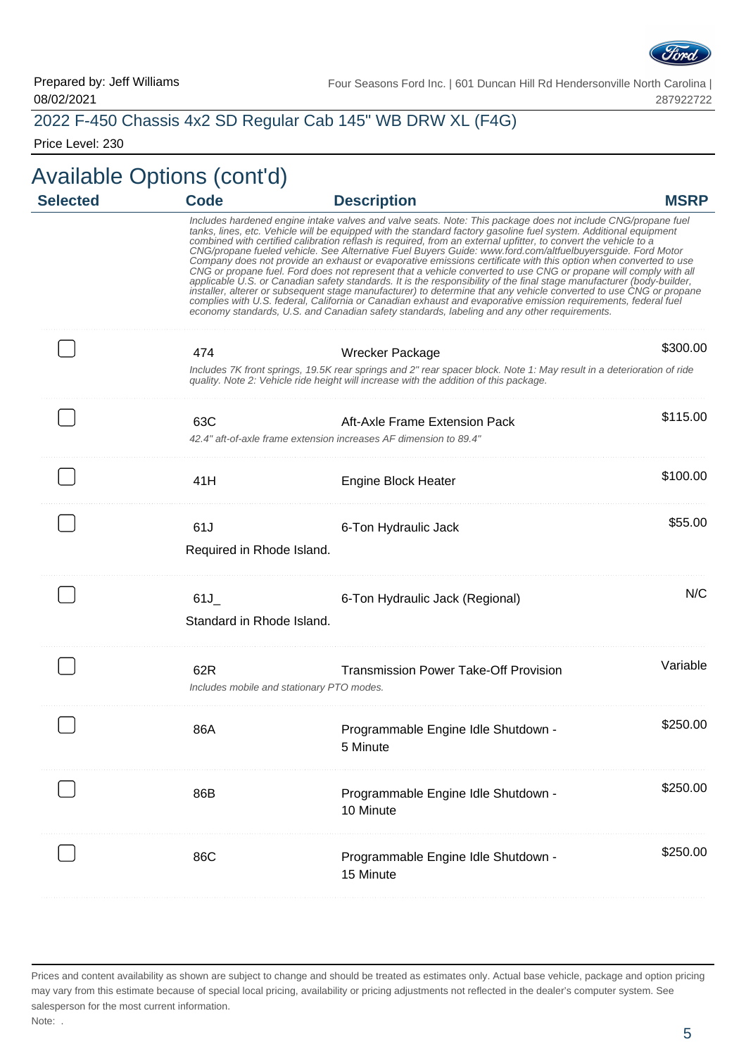Prepared by: Jeff Williams
08/02/2021

Four Seasons Ford Inc. | 601 Duncan Hill Rd Hendersonville North Carolina | 287922722

## 2022 F-450 Chassis 4x2 SD Regular Cab 145" WB DRW XL (F4G)

Price Level: 230

# Available Options (cont'd)

| Selected | Code | Description | MSRP |
|---|---|---|---|
| | | *Includes hardened engine intake valves and valve seats. Note: This package does not include CNG/propane fuel tanks, lines, etc. Vehicle will be equipped with the standard factory gasoline fuel system. Additional equipment combined with certified calibration reflash is required, from an external upfitter, to convert the vehicle to a CNG/propane fueled vehicle. See Alternative Fuel Buyers Guide: www.ford.com/altfuelbuyersguide. Ford Motor Company does not provide an exhaust or evaporative emissions certificate with this option when converted to use CNG or propane fuel. Ford does not represent that a vehicle converted to use CNG or propane will comply with all applicable U.S. or Canadian safety standards. It is the responsibility of the final stage manufacturer (body-builder, installer, alterer or subsequent stage manufacturer) to determine that any vehicle converted to use CNG or propane complies with U.S. federal, California or Canadian exhaust and evaporative emission requirements, federal fuel economy standards, U.S. and Canadian safety standards, labeling and any other requirements.* | |
| ☐ | 474 | Wrecker Package<br>*Includes 7K front springs, 19.5K rear springs and 2" rear spacer block. Note 1: May result in a deterioration of ride quality. Note 2: Vehicle ride height will increase with the addition of this package.* | $300.00 |
| ☐ | 63C | Aft-Axle Frame Extension Pack<br>*42.4" aft-of-axle frame extension increases AF dimension to 89.4"* | $115.00 |
| ☐ | 41H | Engine Block Heater | $100.00 |
| ☐ | 61J<br>Required in Rhode Island. | 6-Ton Hydraulic Jack | $55.00 |
| ☐ | 61J_<br>Standard in Rhode Island. | 6-Ton Hydraulic Jack (Regional) | N/C |
| ☐ | 62R | Transmission Power Take-Off Provision<br>*Includes mobile and stationary PTO modes.* | Variable |
| ☐ | 86A | Programmable Engine Idle Shutdown - 5 Minute | $250.00 |
| ☐ | 86B | Programmable Engine Idle Shutdown - 10 Minute | $250.00 |
| ☐ | 86C | Programmable Engine Idle Shutdown - 15 Minute | $250.00 |

Prices and content availability as shown are subject to change and should be treated as estimates only. Actual base vehicle, package and option pricing may vary from this estimate because of special local pricing, availability or pricing adjustments not reflected in the dealer's computer system. See salesperson for the most current information.

Note: .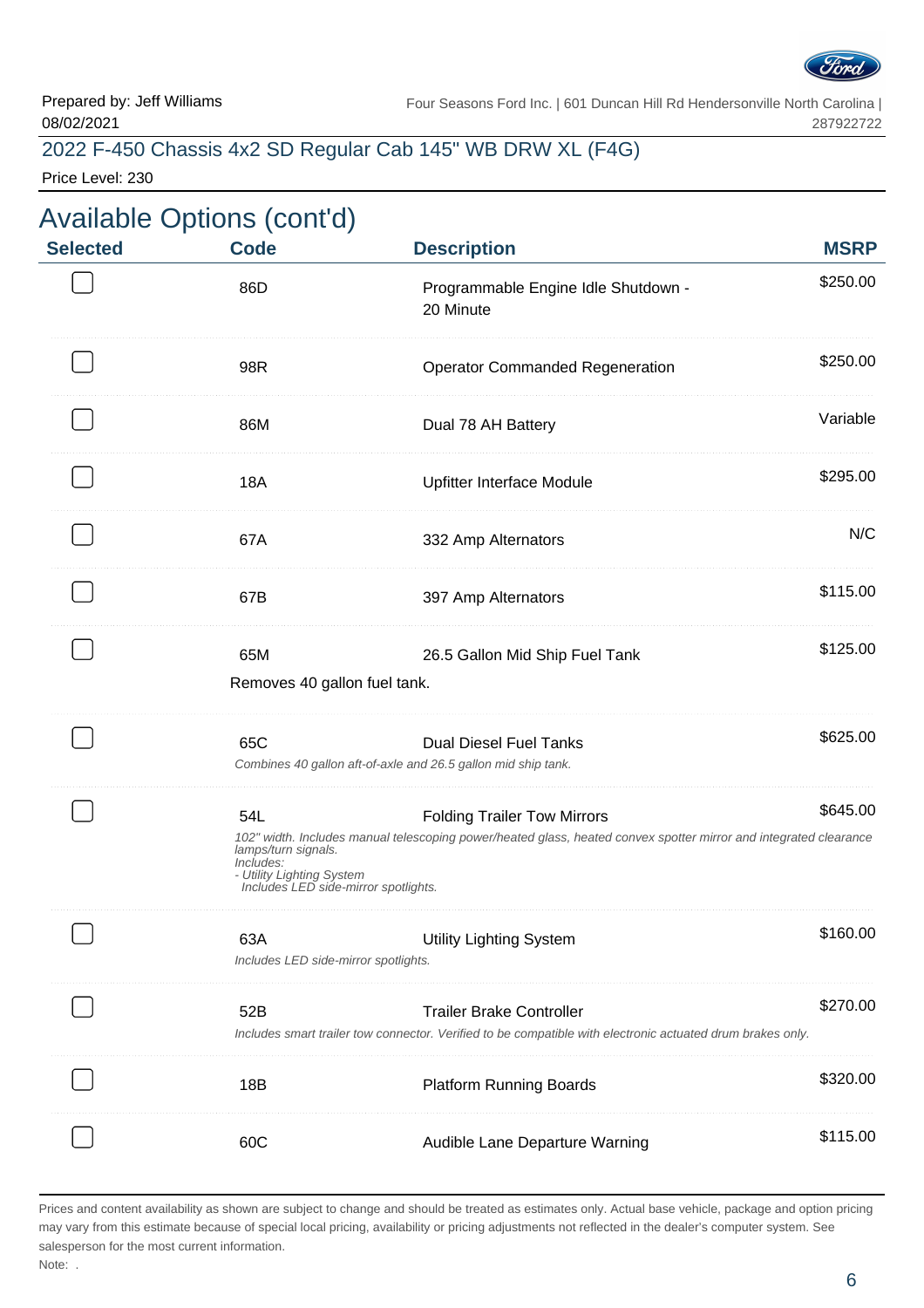Prepared by: Jeff Williams
08/02/2021

Four Seasons Ford Inc. | 601 Duncan Hill Rd Hendersonville North Carolina | 287922722

2022 F-450 Chassis 4x2 SD Regular Cab 145" WB DRW XL (F4G)

Price Level: 230

# Available Options (cont'd)

| Selected | Code | Description | MSRP |
|---|---|---|---|
| ☐ | 86D | Programmable Engine Idle Shutdown - 20 Minute | $250.00 |
| ☐ | 98R | Operator Commanded Regeneration | $250.00 |
| ☐ | 86M | Dual 78 AH Battery | Variable |
| ☐ | 18A | Upfitter Interface Module | $295.00 |
| ☐ | 67A | 332 Amp Alternators | N/C |
| ☐ | 67B | 397 Amp Alternators | $115.00 |
| ☐ | 65M | 26.5 Gallon Mid Ship Fuel Tank<br>Removes 40 gallon fuel tank. | $125.00 |
| ☐ | 65C | Dual Diesel Fuel Tanks<br>*Combines 40 gallon aft-of-axle and 26.5 gallon mid ship tank.* | $625.00 |
| ☐ | 54L | Folding Trailer Tow Mirrors<br>*102" width. Includes manual telescoping power/heated glass, heated convex spotter mirror and integrated clearance lamps/turn signals.*<br>*Includes:*<br>*- Utility Lighting System*<br>*Includes LED side-mirror spotlights.* | $645.00 |
| ☐ | 63A | Utility Lighting System<br>*Includes LED side-mirror spotlights.* | $160.00 |
| ☐ | 52B | Trailer Brake Controller<br>*Includes smart trailer tow connector. Verified to be compatible with electronic actuated drum brakes only.* | $270.00 |
| ☐ | 18B | Platform Running Boards | $320.00 |
| ☐ | 60C | Audible Lane Departure Warning | $115.00 |

Prices and content availability as shown are subject to change and should be treated as estimates only. Actual base vehicle, package and option pricing may vary from this estimate because of special local pricing, availability or pricing adjustments not reflected in the dealer's computer system. See salesperson for the most current information.

Note: .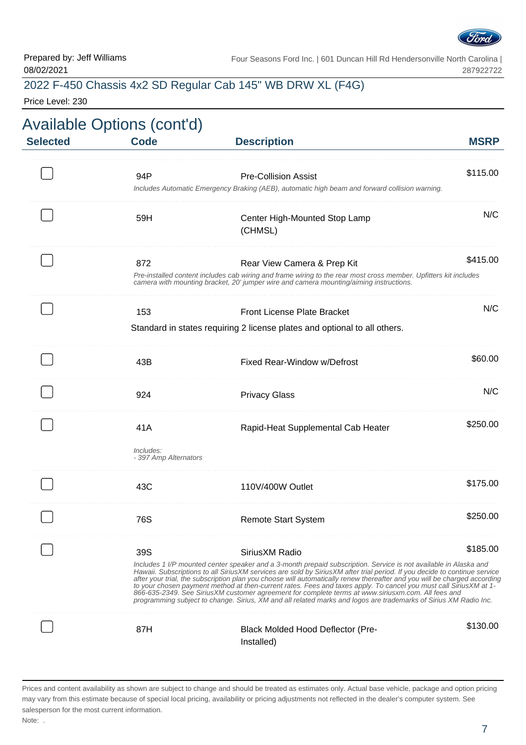Prepared by: Jeff Williams
08/02/2021

Four Seasons Ford Inc. | 601 Duncan Hill Rd Hendersonville North Carolina | 287922722

## 2022 F-450 Chassis 4x2 SD Regular Cab 145" WB DRW XL (F4G)

Price Level: 230

# Available Options (cont'd)

| Selected | Code | Description | MSRP |
|---|---|---|---|
| ☐ | 94P | Pre-Collision Assist<br>*Includes Automatic Emergency Braking (AEB), automatic high beam and forward collision warning.* | $115.00 |
| ☐ | 59H | Center High-Mounted Stop Lamp (CHMSL) | N/C |
| ☐ | 872 | Rear View Camera & Prep Kit<br>*Pre-installed content includes cab wiring and frame wiring to the rear most cross member. Upfitters kit includes camera with mounting bracket, 20' jumper wire and camera mounting/aiming instructions.* | $415.00 |
| ☐ | 153 | Front License Plate Bracket<br>Standard in states requiring 2 license plates and optional to all others. | N/C |
| ☐ | 43B | Fixed Rear-Window w/Defrost | $60.00 |
| ☐ | 924 | Privacy Glass | N/C |
| ☐ | 41A | Rapid-Heat Supplemental Cab Heater<br>*Includes:*<br>*- 397 Amp Alternators* | $250.00 |
| ☐ | 43C | 110V/400W Outlet | $175.00 |
| ☐ | 76S | Remote Start System | $250.00 |
| ☐ | 39S | SiriusXM Radio<br>*Includes 1 I/P mounted center speaker and a 3-month prepaid subscription. Service is not available in Alaska and Hawaii. Subscriptions to all SiriusXM services are sold by SiriusXM after trial period. If you decide to continue service after your trial, the subscription plan you choose will automatically renew thereafter and you will be charged according to your chosen payment method at then-current rates. Fees and taxes apply. To cancel you must call SiriusXM at 1-866-635-2349. See SiriusXM customer agreement for complete terms at www.siriusxm.com. All fees and programming subject to change. Sirius, XM and all related marks and logos are trademarks of Sirius XM Radio Inc.* | $185.00 |
| ☐ | 87H | Black Molded Hood Deflector (Pre-Installed) | $130.00 |

Prices and content availability as shown are subject to change and should be treated as estimates only. Actual base vehicle, package and option pricing may vary from this estimate because of special local pricing, availability or pricing adjustments not reflected in the dealer's computer system. See salesperson for the most current information.

Note: .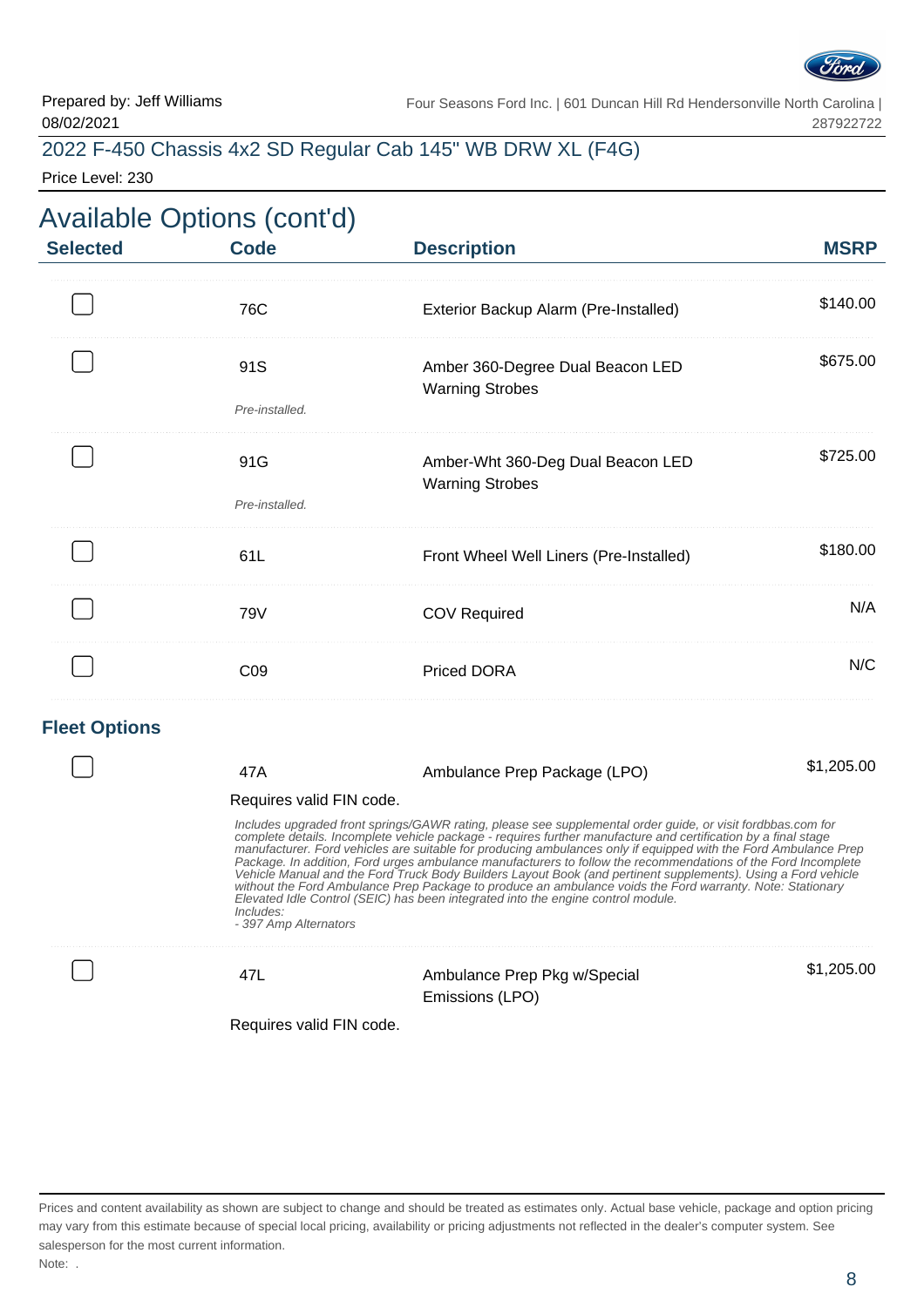Prepared by: Jeff Williams
08/02/2021

Four Seasons Ford Inc. | 601 Duncan Hill Rd Hendersonville North Carolina | 287922722

## 2022 F-450 Chassis 4x2 SD Regular Cab 145" WB DRW XL (F4G)

Price Level: 230

# Available Options (cont'd)

| Selected | Code | Description | MSRP |
|---|---|---|---|
| ☐ | 76C | Exterior Backup Alarm (Pre-Installed) | $140.00 |
| ☐ | 91S<br>*Pre-installed.* | Amber 360-Degree Dual Beacon LED Warning Strobes | $675.00 |
| ☐ | 91G<br>*Pre-installed.* | Amber-Wht 360-Deg Dual Beacon LED Warning Strobes | $725.00 |
| ☐ | 61L | Front Wheel Well Liners (Pre-Installed) | $180.00 |
| ☐ | 79V | COV Required | N/A |
| ☐ | C09 | Priced DORA | N/C |

### Fleet Options

| Selected | Code | Description | MSRP |
|---|---|---|---|
| ☐ | 47A | Ambulance Prep Package (LPO) | $1,205.00 |
| ☐ | 47L | Ambulance Prep Pkg w/Special Emissions (LPO) | $1,205.00 |

**47A:** Requires valid FIN code.

*Includes upgraded front springs/GAWR rating, please see supplemental order guide, or visit fordbbas.com for complete details. Incomplete vehicle package - requires further manufacture and certification by a final stage manufacturer. Ford vehicles are suitable for producing ambulances only if equipped with the Ford Ambulance Prep Package. In addition, Ford urges ambulance manufacturers to follow the recommendations of the Ford Incomplete Vehicle Manual and the Ford Truck Body Builders Layout Book (and pertinent supplements). Using a Ford vehicle without the Ford Ambulance Prep Package to produce an ambulance voids the Ford warranty. Note: Stationary Elevated Idle Control (SEIC) has been integrated into the engine control module.*
*Includes:*
*- 397 Amp Alternators*

**47L:** Requires valid FIN code.

Prices and content availability as shown are subject to change and should be treated as estimates only. Actual base vehicle, package and option pricing may vary from this estimate because of special local pricing, availability or pricing adjustments not reflected in the dealer's computer system. See salesperson for the most current information.

Note: .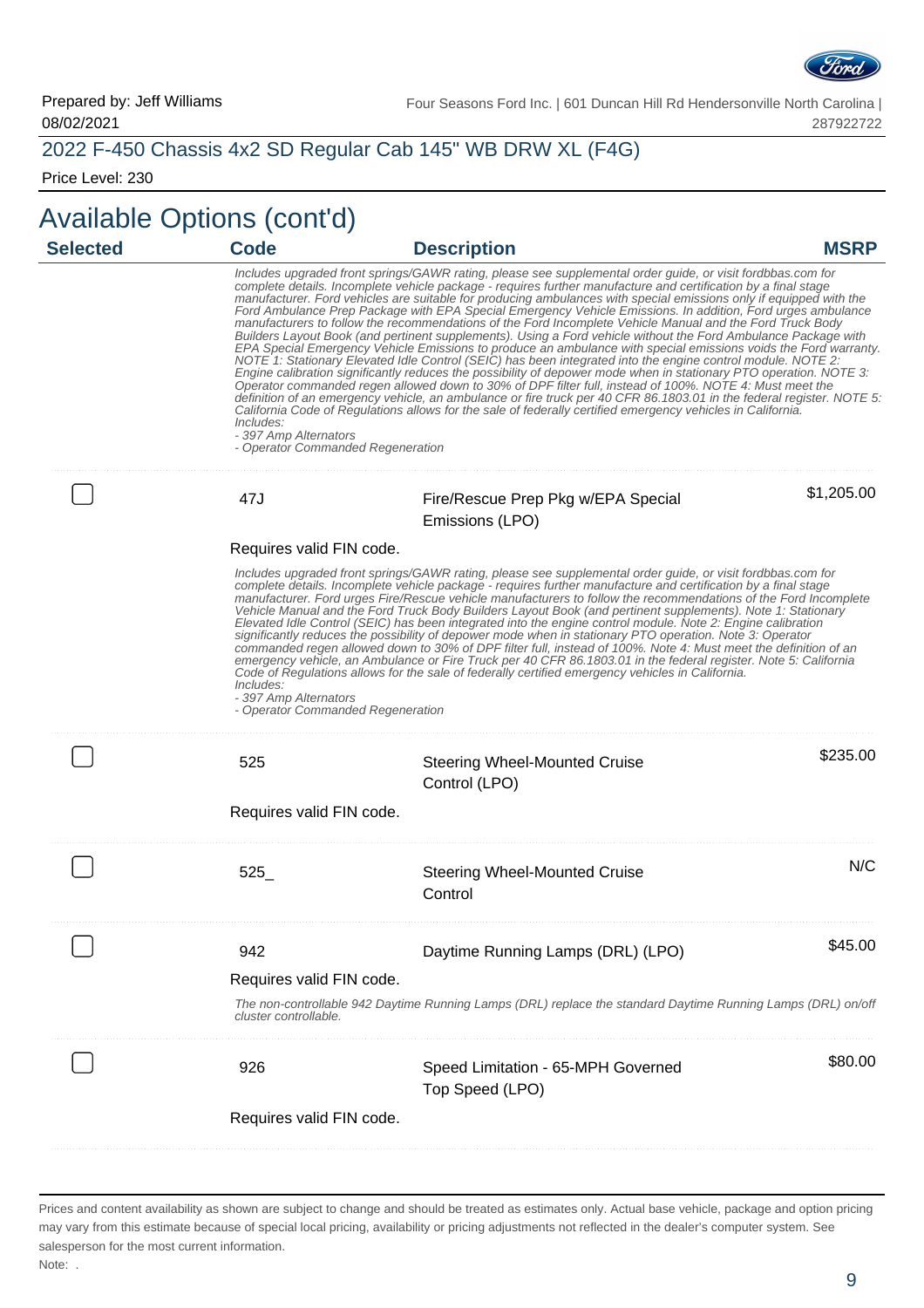Prepared by: Jeff Williams
08/02/2021

Four Seasons Ford Inc. | 601 Duncan Hill Rd Hendersonville North Carolina | 287922722

## 2022 F-450 Chassis 4x2 SD Regular Cab 145" WB DRW XL (F4G)

Price Level: 230

# Available Options (cont'd)

| Selected | Code | Description | MSRP |
|---|---|---|---|
| | | | |

*Includes upgraded front springs/GAWR rating, please see supplemental order guide, or visit fordbbas.com for complete details. Incomplete vehicle package - requires further manufacture and certification by a final stage manufacturer. Ford vehicles are suitable for producing ambulances with special emissions only if equipped with the Ford Ambulance Prep Package with EPA Special Emergency Vehicle Emissions. In addition, Ford urges ambulance manufacturers to follow the recommendations of the Ford Incomplete Vehicle Manual and the Ford Truck Body Builders Layout Book (and pertinent supplements). Using a Ford vehicle without the Ford Ambulance Package with EPA Special Emergency Vehicle Emissions to produce an ambulance with special emissions voids the Ford warranty. NOTE 1: Stationary Elevated Idle Control (SEIC) has been integrated into the engine control module. NOTE 2: Engine calibration significantly reduces the possibility of depower mode when in stationary PTO operation. NOTE 3: Operator commanded regen allowed down to 30% of DPF filter full, instead of 100%. NOTE 4: Must meet the definition of an emergency vehicle, an ambulance or fire truck per 40 CFR 86.1803.01 in the federal register. NOTE 5: California Code of Regulations allows for the sale of federally certified emergency vehicles in California.*
*Includes:*
*- 397 Amp Alternators*
*- Operator Commanded Regeneration*

| Selected | Code | Description | MSRP |
|---|---|---|---|
| ☐ | 47J | Fire/Rescue Prep Pkg w/EPA Special Emissions (LPO) | $1,205.00 |

Requires valid FIN code.

*Includes upgraded front springs/GAWR rating, please see supplemental order guide, or visit fordbbas.com for complete details. Incomplete vehicle package - requires further manufacture and certification by a final stage manufacturer. Ford urges Fire/Rescue vehicle manufacturers to follow the recommendations of the Ford Incomplete Vehicle Manual and the Ford Truck Body Builders Layout Book (and pertinent supplements). Note 1: Stationary Elevated Idle Control (SEIC) has been integrated into the engine control module. Note 2: Engine calibration significantly reduces the possibility of depower mode when in stationary PTO operation. Note 3: Operator commanded regen allowed down to 30% of DPF filter full, instead of 100%. Note 4: Must meet the definition of an emergency vehicle, an Ambulance or Fire Truck per 40 CFR 86.1803.01 in the federal register. Note 5: California Code of Regulations allows for the sale of federally certified emergency vehicles in California.*
*Includes:*
*- 397 Amp Alternators*
*- Operator Commanded Regeneration*

| Selected | Code | Description | MSRP |
|---|---|---|---|
| ☐ | 525 | Steering Wheel-Mounted Cruise Control (LPO) | $235.00 |

Requires valid FIN code.

| Selected | Code | Description | MSRP |
|---|---|---|---|
| ☐ | 525_ | Steering Wheel-Mounted Cruise Control | N/C |
| ☐ | 942 | Daytime Running Lamps (DRL) (LPO) | $45.00 |

Requires valid FIN code.

*The non-controllable 942 Daytime Running Lamps (DRL) replace the standard Daytime Running Lamps (DRL) on/off cluster controllable.*

| Selected | Code | Description | MSRP |
|---|---|---|---|
| ☐ | 926 | Speed Limitation - 65-MPH Governed Top Speed (LPO) | $80.00 |

Requires valid FIN code.

Prices and content availability as shown are subject to change and should be treated as estimates only. Actual base vehicle, package and option pricing may vary from this estimate because of special local pricing, availability or pricing adjustments not reflected in the dealer's computer system. See salesperson for the most current information.

Note: .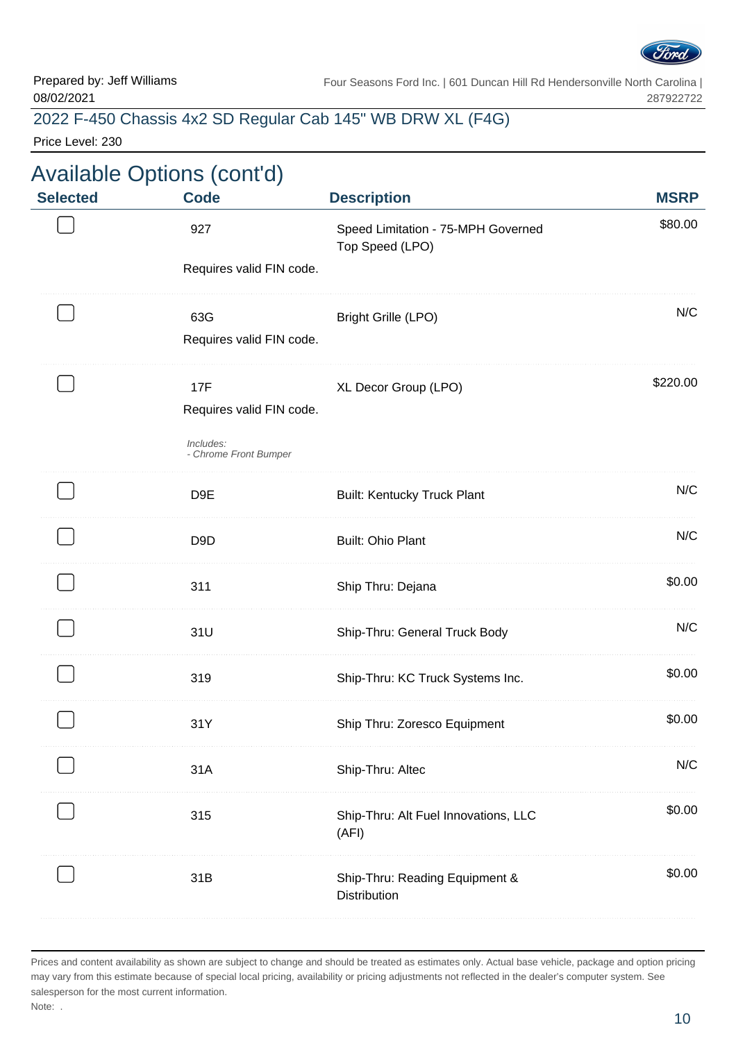Prepared by: Jeff Williams
08/02/2021

Four Seasons Ford Inc. | 601 Duncan Hill Rd Hendersonville North Carolina | 287922722

2022 F-450 Chassis 4x2 SD Regular Cab 145" WB DRW XL (F4G)

Price Level: 230

## Available Options (cont'd)

| Selected | Code | Description | MSRP |
|---|---|---|---|
| ☐ | 927<br>Requires valid FIN code. | Speed Limitation - 75-MPH Governed Top Speed (LPO) | $80.00 |
| ☐ | 63G<br>Requires valid FIN code. | Bright Grille (LPO) | N/C |
| ☐ | 17F<br>Requires valid FIN code.<br>*Includes:*<br>*- Chrome Front Bumper* | XL Decor Group (LPO) | $220.00 |
| ☐ | D9E | Built: Kentucky Truck Plant | N/C |
| ☐ | D9D | Built: Ohio Plant | N/C |
| ☐ | 311 | Ship Thru: Dejana | $0.00 |
| ☐ | 31U | Ship-Thru: General Truck Body | N/C |
| ☐ | 319 | Ship-Thru: KC Truck Systems Inc. | $0.00 |
| ☐ | 31Y | Ship Thru: Zoresco Equipment | $0.00 |
| ☐ | 31A | Ship-Thru: Altec | N/C |
| ☐ | 315 | Ship-Thru: Alt Fuel Innovations, LLC (AFI) | $0.00 |
| ☐ | 31B | Ship-Thru: Reading Equipment & Distribution | $0.00 |

Prices and content availability as shown are subject to change and should be treated as estimates only. Actual base vehicle, package and option pricing may vary from this estimate because of special local pricing, availability or pricing adjustments not reflected in the dealer's computer system. See salesperson for the most current information.

Note: .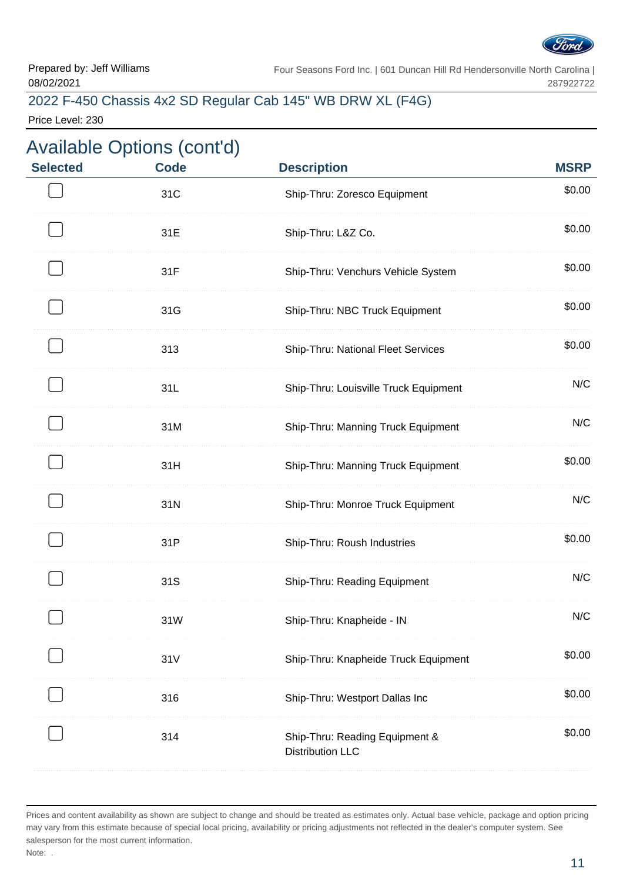Prepared by: Jeff Williams
08/02/2021

Four Seasons Ford Inc. | 601 Duncan Hill Rd Hendersonville North Carolina | 287922722

2022 F-450 Chassis 4x2 SD Regular Cab 145" WB DRW XL (F4G)

Price Level: 230

## Available Options (cont'd)

| Selected | Code | Description | MSRP |
|---|---|---|---|
| ☐ | 31C | Ship-Thru: Zoresco Equipment | $0.00 |
| ☐ | 31E | Ship-Thru: L&Z Co. | $0.00 |
| ☐ | 31F | Ship-Thru: Venchurs Vehicle System | $0.00 |
| ☐ | 31G | Ship-Thru: NBC Truck Equipment | $0.00 |
| ☐ | 313 | Ship-Thru: National Fleet Services | $0.00 |
| ☐ | 31L | Ship-Thru: Louisville Truck Equipment | N/C |
| ☐ | 31M | Ship-Thru: Manning Truck Equipment | N/C |
| ☐ | 31H | Ship-Thru: Manning Truck Equipment | $0.00 |
| ☐ | 31N | Ship-Thru: Monroe Truck Equipment | N/C |
| ☐ | 31P | Ship-Thru: Roush Industries | $0.00 |
| ☐ | 31S | Ship-Thru: Reading Equipment | N/C |
| ☐ | 31W | Ship-Thru: Knapheide - IN | N/C |
| ☐ | 31V | Ship-Thru: Knapheide Truck Equipment | $0.00 |
| ☐ | 316 | Ship-Thru: Westport Dallas Inc | $0.00 |
| ☐ | 314 | Ship-Thru: Reading Equipment & Distribution LLC | $0.00 |

Prices and content availability as shown are subject to change and should be treated as estimates only. Actual base vehicle, package and option pricing may vary from this estimate because of special local pricing, availability or pricing adjustments not reflected in the dealer's computer system. See salesperson for the most current information.

Note: .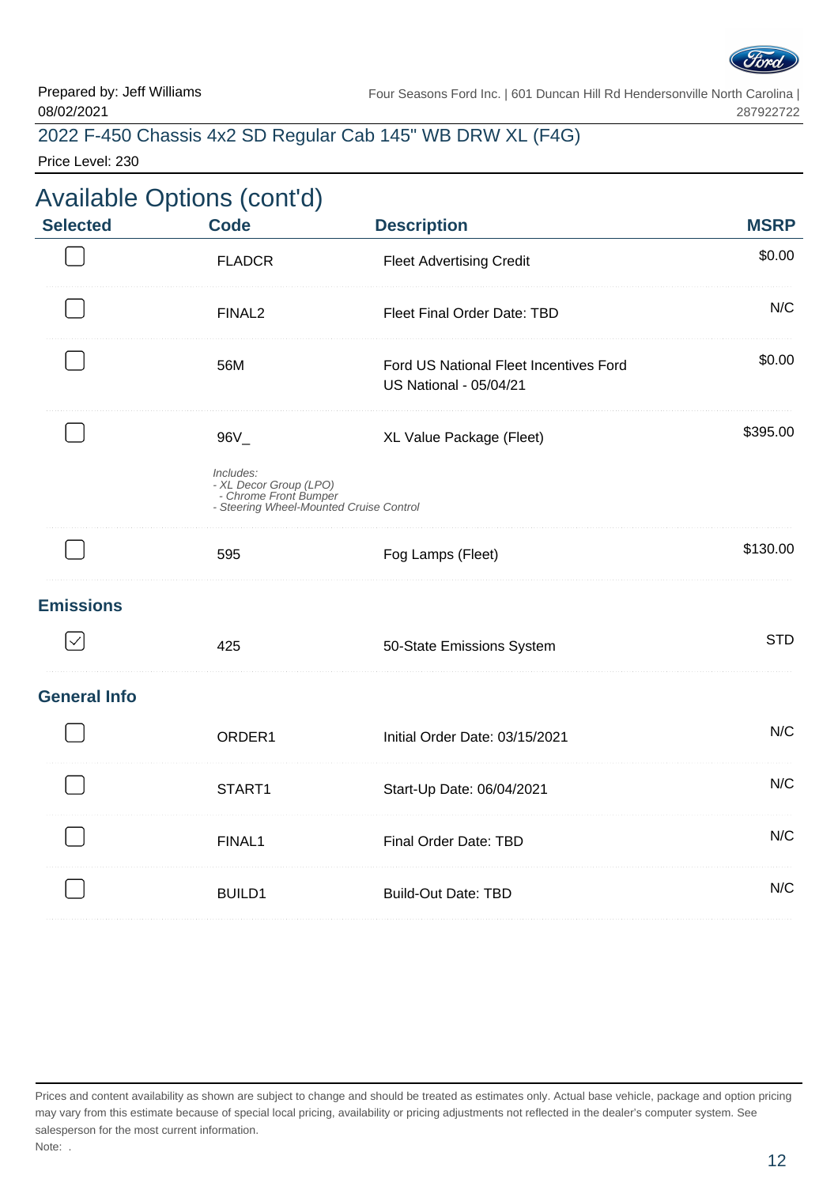Prepared by: Jeff Williams
08/02/2021

Four Seasons Ford Inc. | 601 Duncan Hill Rd Hendersonville North Carolina | 287922722

## 2022 F-450 Chassis 4x2 SD Regular Cab 145" WB DRW XL (F4G)

Price Level: 230

# Available Options (cont'd)

| Selected | Code | Description | MSRP |
|---|---|---|---|
| ☐ | FLADCR | Fleet Advertising Credit | $0.00 |
| ☐ | FINAL2 | Fleet Final Order Date: TBD | N/C |
| ☐ | 56M | Ford US National Fleet Incentives Ford US National - 05/04/21 | $0.00 |
| ☐ | 96V_ | XL Value Package (Fleet) | $395.00 |
| | *Includes: - XL Decor Group (LPO) - Chrome Front Bumper - Steering Wheel-Mounted Cruise Control* | | |
| ☐ | 595 | Fog Lamps (Fleet) | $130.00 |

### Emissions

| Selected | Code | Description | MSRP |
|---|---|---|---|
| ☑ | 425 | 50-State Emissions System | STD |

### General Info

| Selected | Code | Description | MSRP |
|---|---|---|---|
| ☐ | ORDER1 | Initial Order Date: 03/15/2021 | N/C |
| ☐ | START1 | Start-Up Date: 06/04/2021 | N/C |
| ☐ | FINAL1 | Final Order Date: TBD | N/C |
| ☐ | BUILD1 | Build-Out Date: TBD | N/C |

Prices and content availability as shown are subject to change and should be treated as estimates only. Actual base vehicle, package and option pricing may vary from this estimate because of special local pricing, availability or pricing adjustments not reflected in the dealer's computer system. See salesperson for the most current information.

Note: .